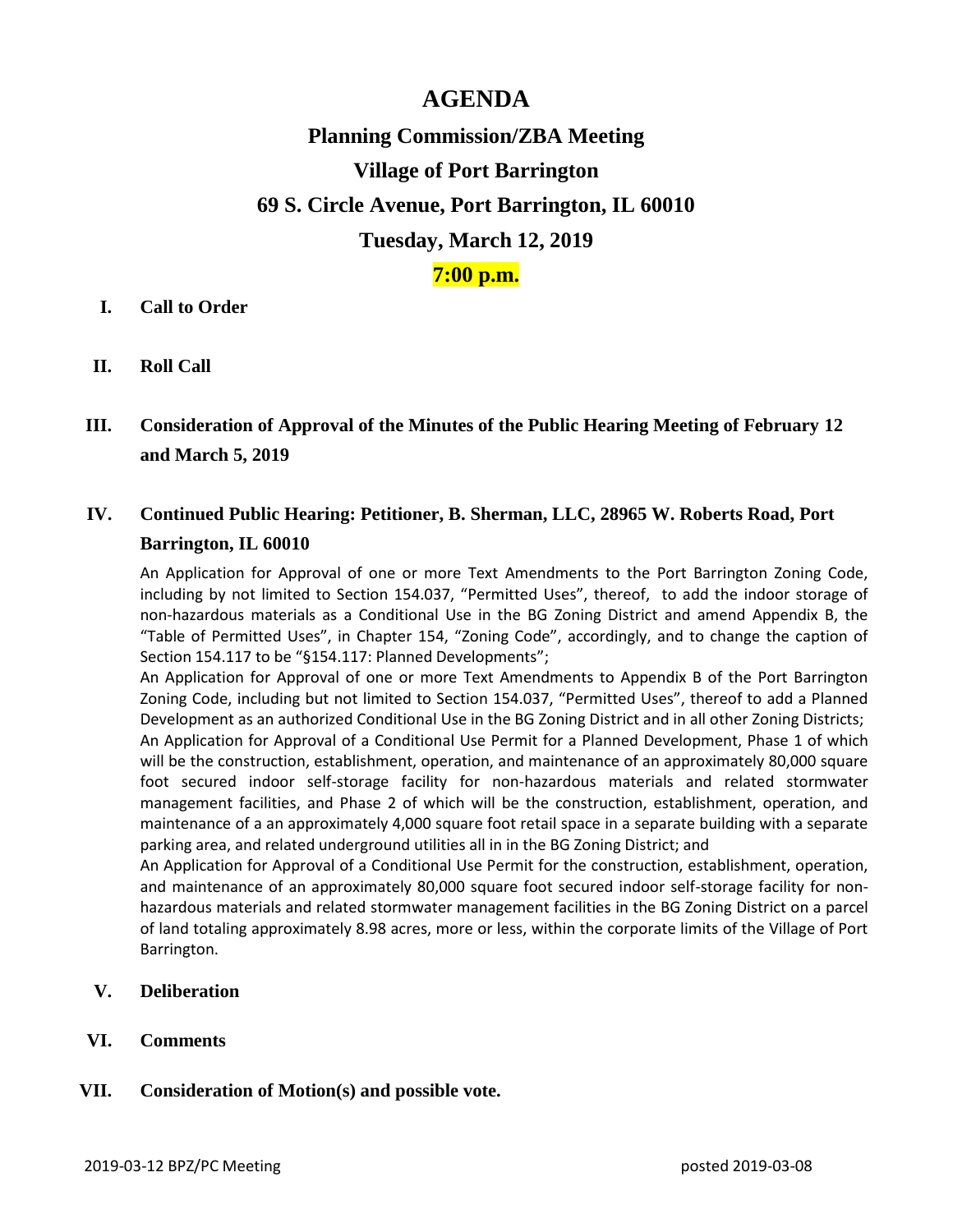# AGENDA

## Planning Commission/ZBA Meeting

## Village of Port Barrington

## 69 S. Circle Avenue, Port Barrington, IL 60010

## Tuesday, March 12, 2019

## 7:00 p.m.

**I. Call to Order**

**II. Roll Call**

**III. Consideration of Approval of the Minutes of the Public Hearing Meeting of February 12 and March 5, 2019**

**IV. Continued Public Hearing: Petitioner, B. Sherman, LLC, 28965 W. Roberts Road, Port Barrington, IL 60010**

An Application for Approval of one or more Text Amendments to the Port Barrington Zoning Code, including by not limited to Section 154.037, "Permitted Uses", thereof, to add the indoor storage of non-hazardous materials as a Conditional Use in the BG Zoning District and amend Appendix B, the "Table of Permitted Uses", in Chapter 154, "Zoning Code", accordingly, and to change the caption of Section 154.117 to be "§154.117: Planned Developments";

An Application for Approval of one or more Text Amendments to Appendix B of the Port Barrington Zoning Code, including but not limited to Section 154.037, "Permitted Uses", thereof to add a Planned Development as an authorized Conditional Use in the BG Zoning District and in all other Zoning Districts;

An Application for Approval of a Conditional Use Permit for a Planned Development, Phase 1 of which will be the construction, establishment, operation, and maintenance of an approximately 80,000 square foot secured indoor self-storage facility for non-hazardous materials and related stormwater management facilities, and Phase 2 of which will be the construction, establishment, operation, and maintenance of a an approximately 4,000 square foot retail space in a separate building with a separate parking area, and related underground utilities all in in the BG Zoning District; and

An Application for Approval of a Conditional Use Permit for the construction, establishment, operation, and maintenance of an approximately 80,000 square foot secured indoor self-storage facility for non-hazardous materials and related stormwater management facilities in the BG Zoning District on a parcel of land totaling approximately 8.98 acres, more or less, within the corporate limits of the Village of Port Barrington.

**V. Deliberation**

**VI. Comments**

**VII. Consideration of Motion(s) and possible vote.**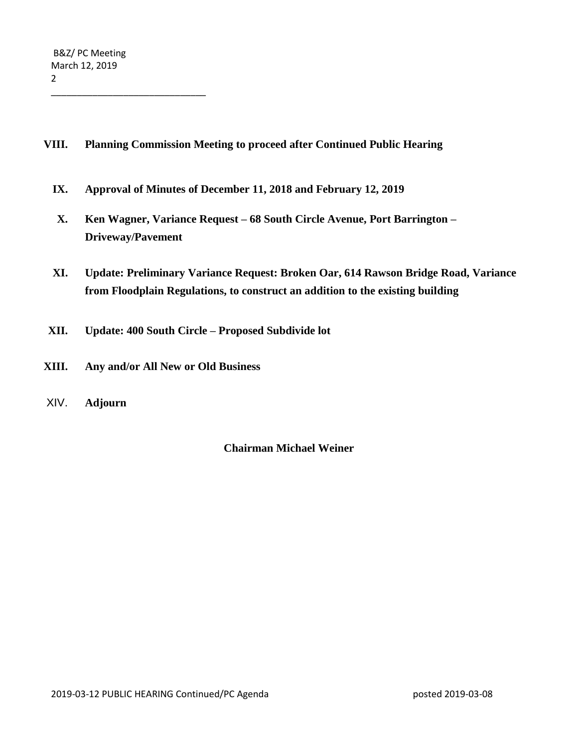**VIII. Planning Commission Meeting to proceed after Continued Public Hearing**

**IX. Approval of Minutes of December 11, 2018 and February 12, 2019**

**X. Ken Wagner, Variance Request – 68 South Circle Avenue, Port Barrington – Driveway/Pavement**

**XI. Update: Preliminary Variance Request: Broken Oar, 614 Rawson Bridge Road, Variance from Floodplain Regulations, to construct an addition to the existing building**

**XII. Update: 400 South Circle – Proposed Subdivide lot**

**XIII. Any and/or All New or Old Business**

XIV. **Adjourn**

**Chairman Michael Weiner**